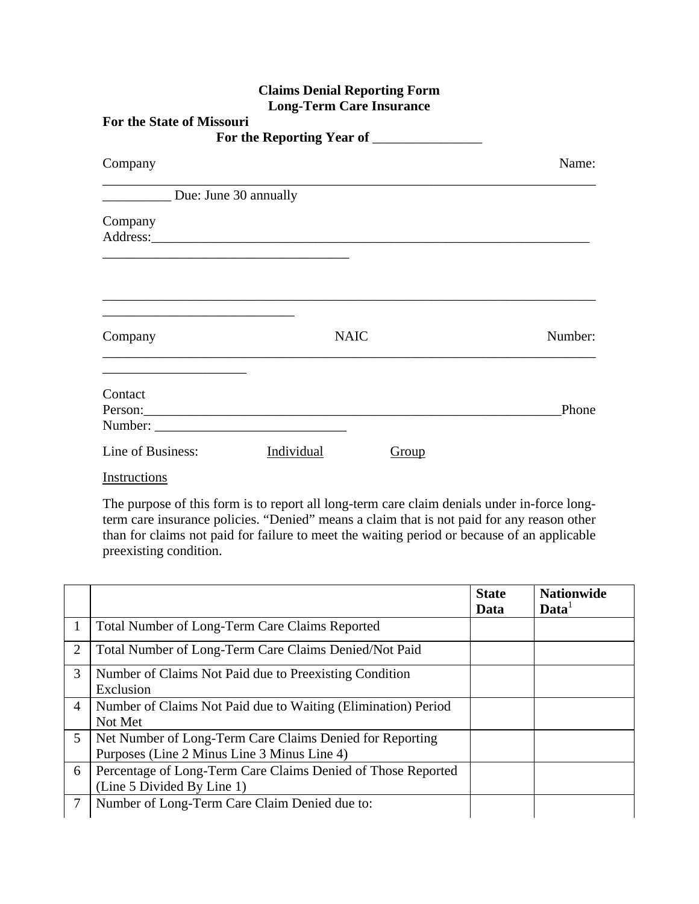**Claims Denial Reporting Form**
**Long-Term Care Insurance**

**For the State of Missouri**

**For the Reporting Year of ________________**

Company Name: ________________________________________________________________________

__________ Due: June 30 annually

Company Address:___________________________________________________________________

____________________________________

________________________________________________________________________

____________________________

Company NAIC Number: ________________________________________________________________________

_____________________

Contact Person:_________________________________________________________________Phone Number: ____________________________

Line of Business: Individual Group

Instructions

The purpose of this form is to report all long-term care claim denials under in-force long-term care insurance policies. "Denied" means a claim that is not paid for any reason other than for claims not paid for failure to meet the waiting period or because of an applicable preexisting condition.

| | | State Data | Nationwide Data[1] |
|---|---|---|---|
| 1 | Total Number of Long-Term Care Claims Reported | | |
| 2 | Total Number of Long-Term Care Claims Denied/Not Paid | | |
| 3 | Number of Claims Not Paid due to Preexisting Condition Exclusion | | |
| 4 | Number of Claims Not Paid due to Waiting (Elimination) Period Not Met | | |
| 5 | Net Number of Long-Term Care Claims Denied for Reporting Purposes (Line 2 Minus Line 3 Minus Line 4) | | |
| 6 | Percentage of Long-Term Care Claims Denied of Those Reported (Line 5 Divided By Line 1) | | |
| 7 | Number of Long-Term Care Claim Denied due to: | | |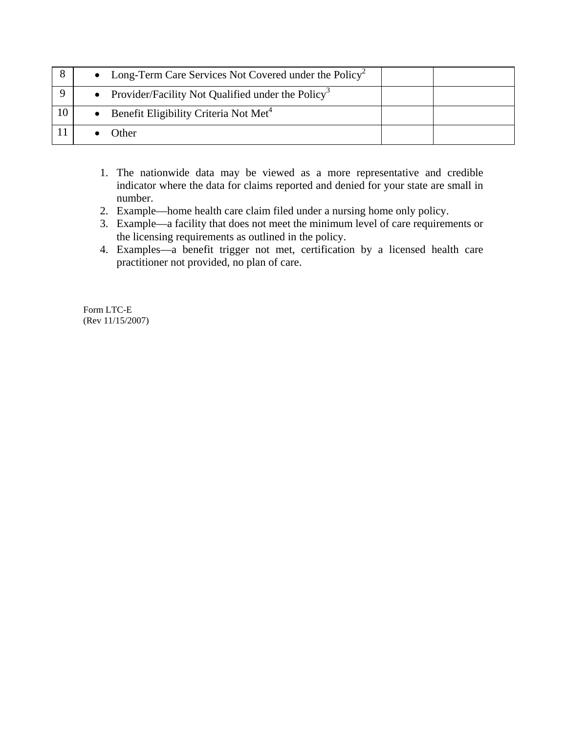| | | | |
|---|---|---|---|
| 8 | • Long-Term Care Services Not Covered under the Policy[2] | | |
| 9 | • Provider/Facility Not Qualified under the Policy[3] | | |
| 10 | • Benefit Eligibility Criteria Not Met[4] | | |
| 11 | • Other | | |

1. The nationwide data may be viewed as a more representative and credible indicator where the data for claims reported and denied for your state are small in number.
2. Example—home health care claim filed under a nursing home only policy.
3. Example—a facility that does not meet the minimum level of care requirements or the licensing requirements as outlined in the policy.
4. Examples—a benefit trigger not met, certification by a licensed health care practitioner not provided, no plan of care.

Form LTC-E
(Rev 11/15/2007)